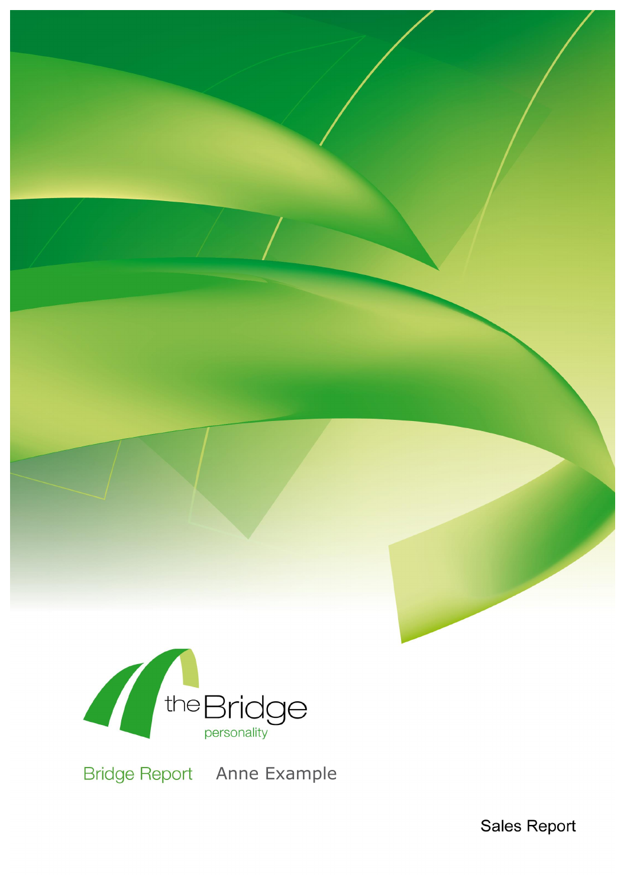the Bridge personality

Bridge Report Anne Example

Sales Report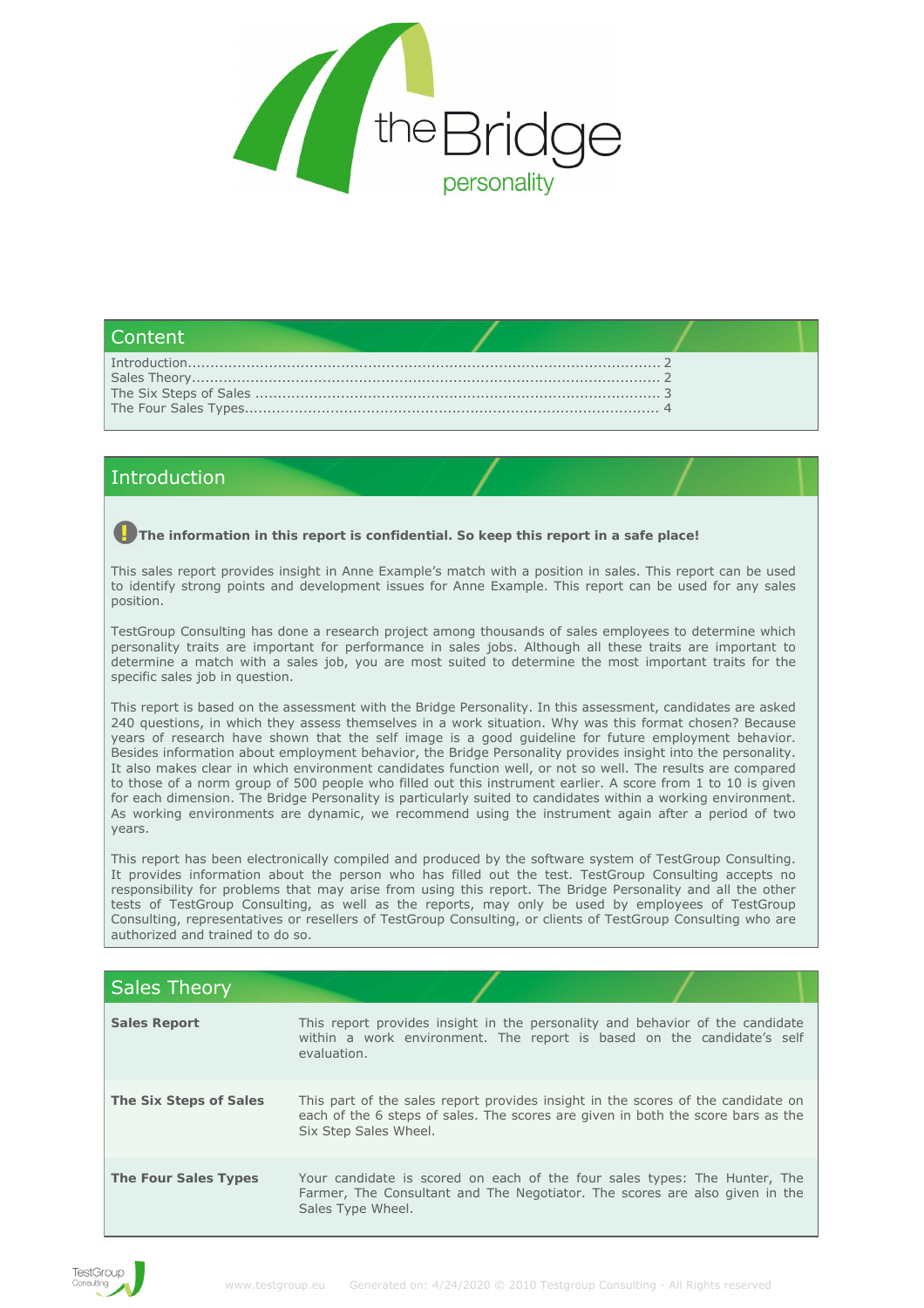## Content

Introduction........................................................................................................ 2
Sales Theory........................................................................................................ 2
The Six Steps of Sales ........................................................................................ 3
The Four Sales Types.......................................................................................... 4

## Introduction

**The information in this report is confidential. So keep this report in a safe place!**

This sales report provides insight in Anne Example's match with a position in sales. This report can be used to identify strong points and development issues for Anne Example. This report can be used for any sales position.

TestGroup Consulting has done a research project among thousands of sales employees to determine which personality traits are important for performance in sales jobs. Although all these traits are important to determine a match with a sales job, you are most suited to determine the most important traits for the specific sales job in question.

This report is based on the assessment with the Bridge Personality. In this assessment, candidates are asked 240 questions, in which they assess themselves in a work situation. Why was this format chosen? Because years of research have shown that the self image is a good guideline for future employment behavior. Besides information about employment behavior, the Bridge Personality provides insight into the personality. It also makes clear in which environment candidates function well, or not so well. The results are compared to those of a norm group of 500 people who filled out this instrument earlier. A score from 1 to 10 is given for each dimension. The Bridge Personality is particularly suited to candidates within a working environment. As working environments are dynamic, we recommend using the instrument again after a period of two years.

This report has been electronically compiled and produced by the software system of TestGroup Consulting. It provides information about the person who has filled out the test. TestGroup Consulting accepts no responsibility for problems that may arise from using this report. The Bridge Personality and all the other tests of TestGroup Consulting, as well as the reports, may only be used by employees of TestGroup Consulting, representatives or resellers of TestGroup Consulting, or clients of TestGroup Consulting who are authorized and trained to do so.

## Sales Theory

| | |
|---|---|
| **Sales Report** | This report provides insight in the personality and behavior of the candidate within a work environment. The report is based on the candidate's self evaluation. |
| **The Six Steps of Sales** | This part of the sales report provides insight in the scores of the candidate on each of the 6 steps of sales. The scores are given in both the score bars as the Six Step Sales Wheel. |
| **The Four Sales Types** | Your candidate is scored on each of the four sales types: The Hunter, The Farmer, The Consultant and The Negotiator. The scores are also given in the Sales Type Wheel. |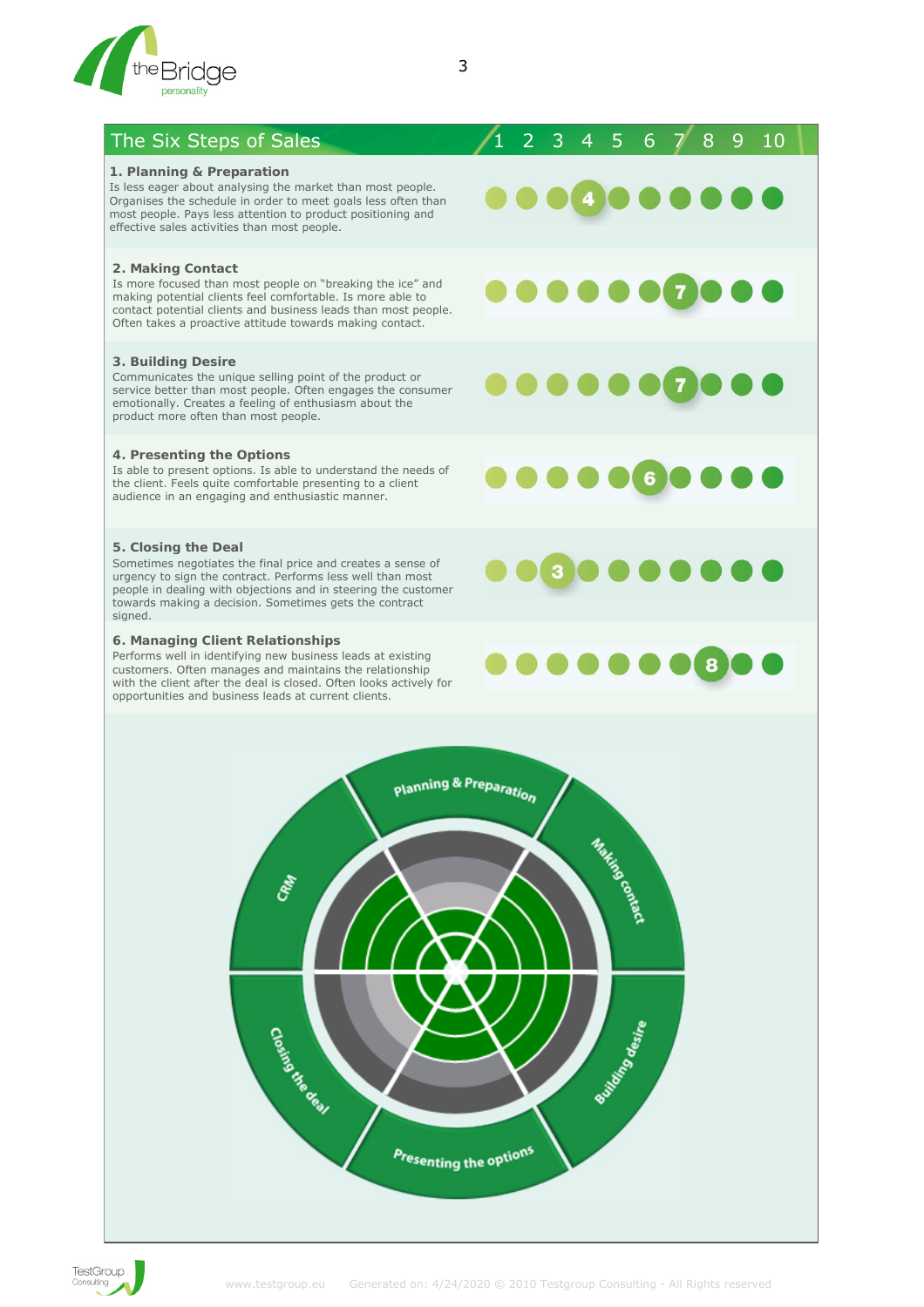## The Six Steps of Sales

Scale: 1 2 3 4 5 6 7 8 9 10

### 1. Planning & Preparation

Is less eager about analysing the market than most people. Organises the schedule in order to meet goals less often than most people. Pays less attention to product positioning and effective sales activities than most people.

Score: 4

### 2. Making Contact

Is more focused than most people on "breaking the ice" and making potential clients feel comfortable. Is more able to contact potential clients and business leads than most people. Often takes a proactive attitude towards making contact.

Score: 7

### 3. Building Desire

Communicates the unique selling point of the product or service better than most people. Often engages the consumer emotionally. Creates a feeling of enthusiasm about the product more often than most people.

Score: 7

### 4. Presenting the Options

Is able to present options. Is able to understand the needs of the client. Feels quite comfortable presenting to a client audience in an engaging and enthusiastic manner.

Score: 6

### 5. Closing the Deal

Sometimes negotiates the final price and creates a sense of urgency to sign the contract. Performs less well than most people in dealing with objections and in steering the customer towards making a decision. Sometimes gets the contract signed.

Score: 3

### 6. Managing Client Relationships

Performs well in identifying new business leads at existing customers. Often manages and maintains the relationship with the client after the deal is closed. Often looks actively for opportunities and business leads at current clients.

Score: 8

Planning & Preparation · Making contact · Building desire · Presenting the options · Closing the deal · CRM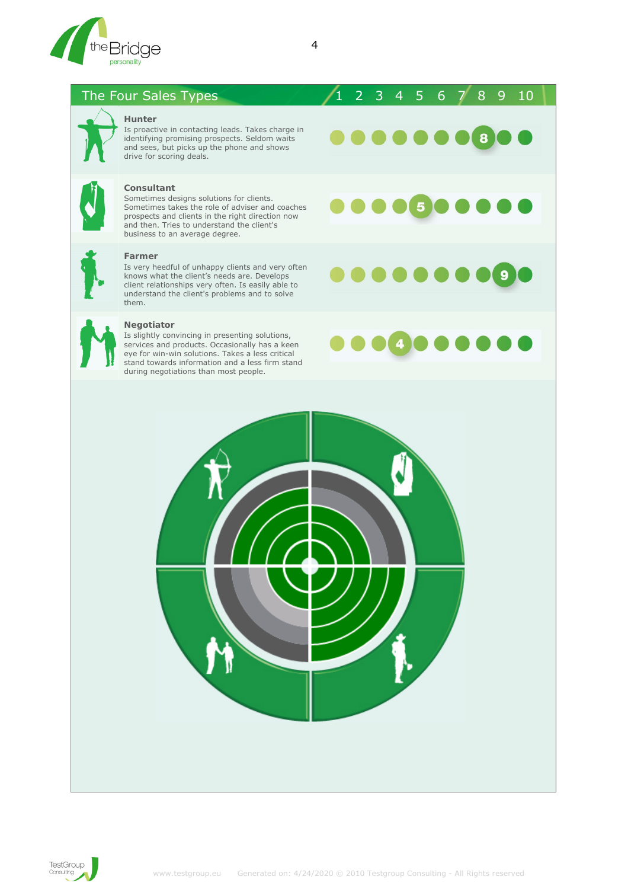## The Four Sales Types

1 2 3 4 5 6 7 8 9 10

### Hunter

Is proactive in contacting leads. Takes charge in identifying promising prospects. Seldom waits and sees, but picks up the phone and shows drive for scoring deals.

8

### Consultant

Sometimes designs solutions for clients. Sometimes takes the role of adviser and coaches prospects and clients in the right direction now and then. Tries to understand the client's business to an average degree.

5

### Farmer

Is very heedful of unhappy clients and very often knows what the client's needs are. Develops client relationships very often. Is easily able to understand the client's problems and to solve them.

9

### Negotiator

Is slightly convincing in presenting solutions, services and products. Occasionally has a keen eye for win-win solutions. Takes a less critical stand towards information and a less firm stand during negotiations than most people.

4